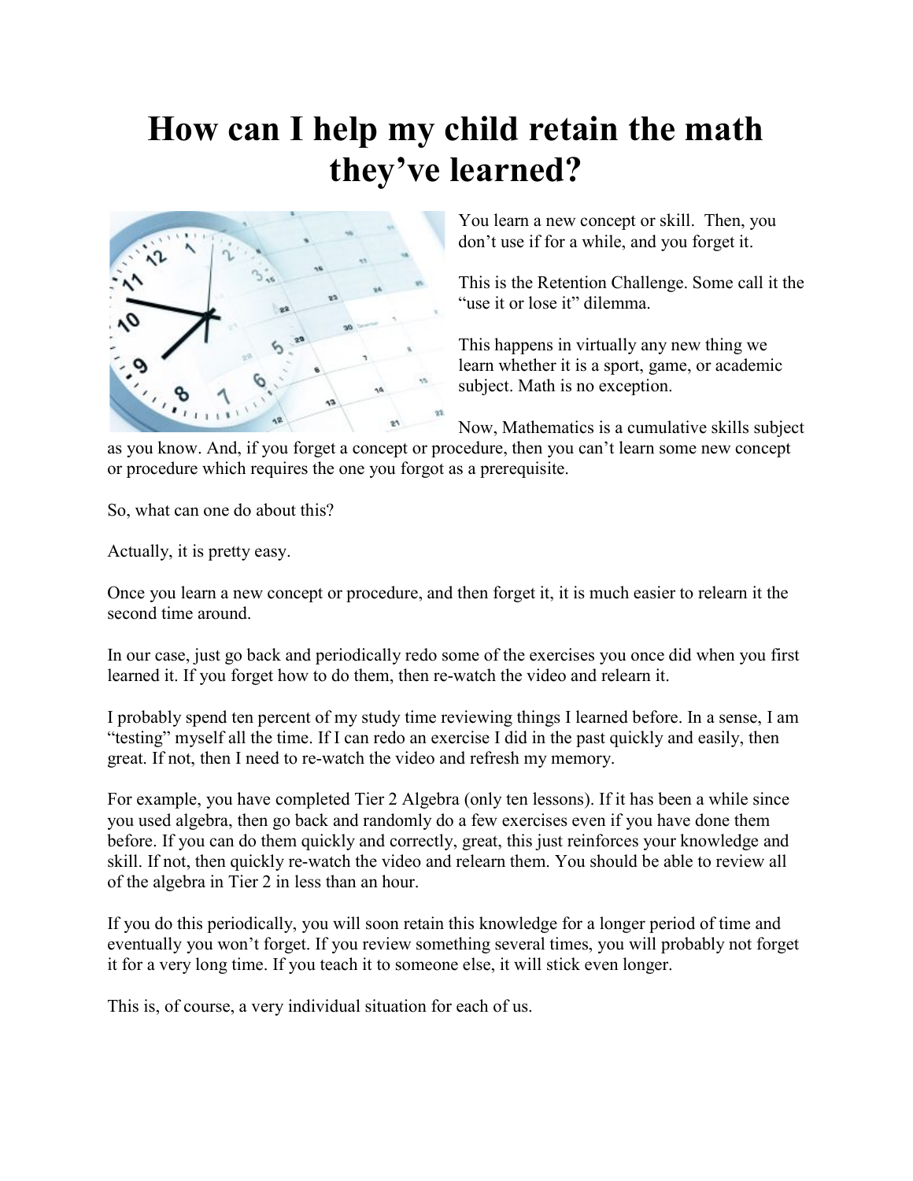# How can I help my child retain the math they've learned?

You learn a new concept or skill. Then, you don't use if for a while, and you forget it.

This is the Retention Challenge. Some call it the "use it or lose it" dilemma.

This happens in virtually any new thing we learn whether it is a sport, game, or academic subject. Math is no exception.

Now, Mathematics is a cumulative skills subject as you know. And, if you forget a concept or procedure, then you can't learn some new concept or procedure which requires the one you forgot as a prerequisite.

So, what can one do about this?

Actually, it is pretty easy.

Once you learn a new concept or procedure, and then forget it, it is much easier to relearn it the second time around.

In our case, just go back and periodically redo some of the exercises you once did when you first learned it. If you forget how to do them, then re-watch the video and relearn it.

I probably spend ten percent of my study time reviewing things I learned before. In a sense, I am "testing" myself all the time. If I can redo an exercise I did in the past quickly and easily, then great. If not, then I need to re-watch the video and refresh my memory.

For example, you have completed Tier 2 Algebra (only ten lessons). If it has been a while since you used algebra, then go back and randomly do a few exercises even if you have done them before. If you can do them quickly and correctly, great, this just reinforces your knowledge and skill. If not, then quickly re-watch the video and relearn them. You should be able to review all of the algebra in Tier 2 in less than an hour.

If you do this periodically, you will soon retain this knowledge for a longer period of time and eventually you won't forget. If you review something several times, you will probably not forget it for a very long time. If you teach it to someone else, it will stick even longer.

This is, of course, a very individual situation for each of us.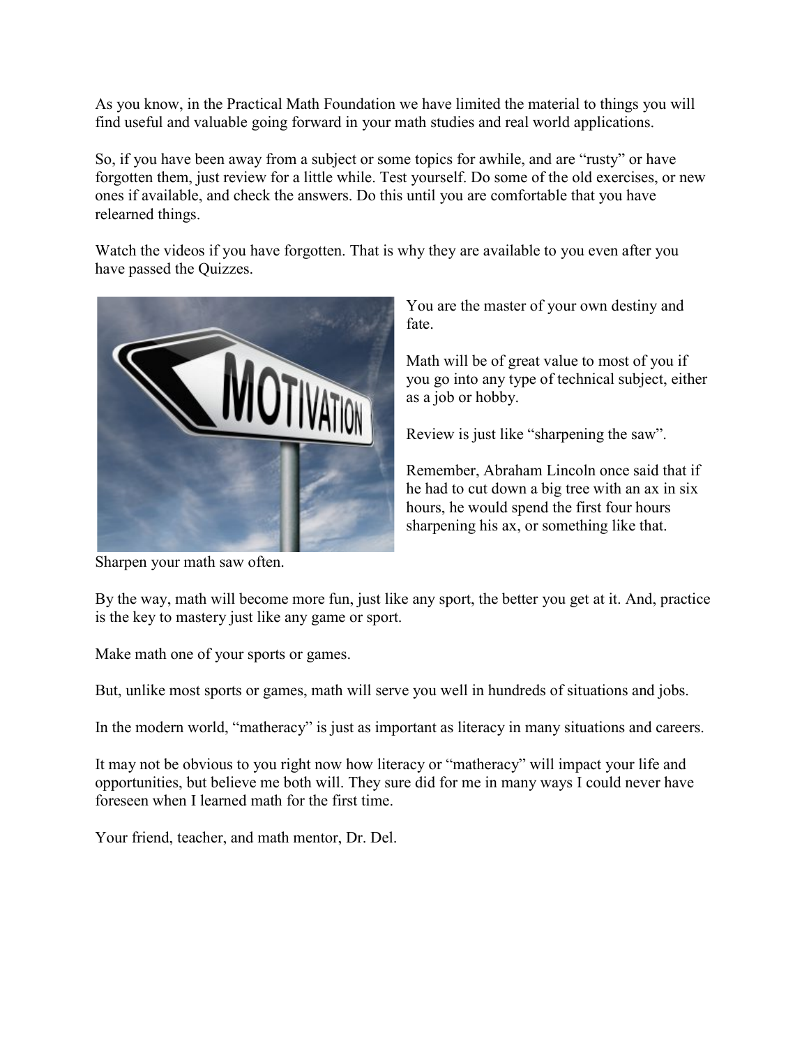As you know, in the Practical Math Foundation we have limited the material to things you will find useful and valuable going forward in your math studies and real world applications.

So, if you have been away from a subject or some topics for awhile, and are "rusty" or have forgotten them, just review for a little while. Test yourself. Do some of the old exercises, or new ones if available, and check the answers. Do this until you are comfortable that you have relearned things.

Watch the videos if you have forgotten. That is why they are available to you even after you have passed the Quizzes.

You are the master of your own destiny and fate.

Math will be of great value to most of you if you go into any type of technical subject, either as a job or hobby.

Review is just like "sharpening the saw".

Remember, Abraham Lincoln once said that if he had to cut down a big tree with an ax in six hours, he would spend the first four hours sharpening his ax, or something like that.

Sharpen your math saw often.

By the way, math will become more fun, just like any sport, the better you get at it. And, practice is the key to mastery just like any game or sport.

Make math one of your sports or games.

But, unlike most sports or games, math will serve you well in hundreds of situations and jobs.

In the modern world, "matheracy" is just as important as literacy in many situations and careers.

It may not be obvious to you right now how literacy or "matheracy" will impact your life and opportunities, but believe me both will. They sure did for me in many ways I could never have foreseen when I learned math for the first time.

Your friend, teacher, and math mentor, Dr. Del.